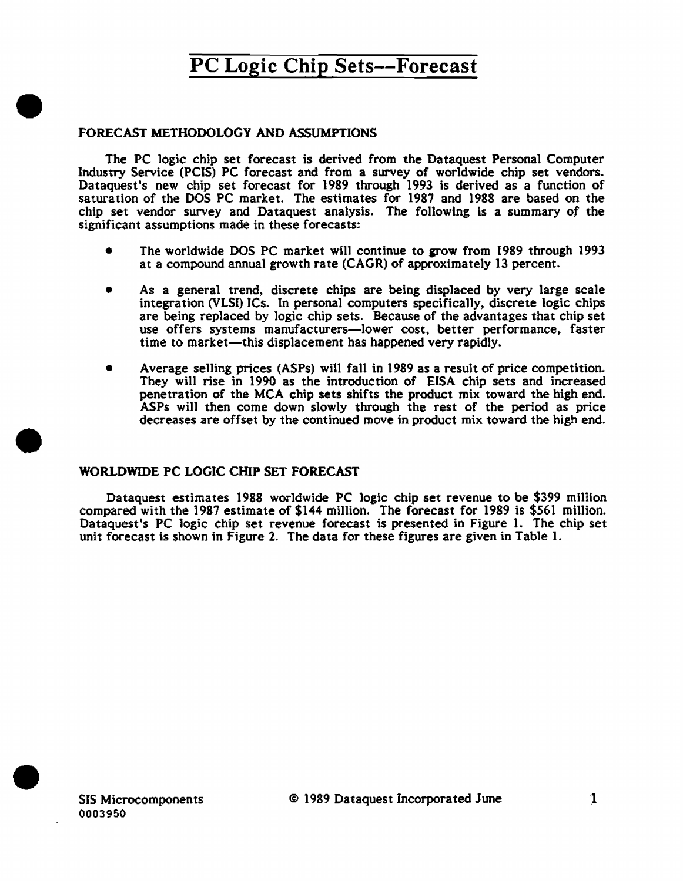# PC Logic Chip Sets--Forecast

## FORECAST METHODOLOGY AND ASSUMPTIONS

The PC logic chip set forecast is derived from the Dataquest Personal Computer Industry Service (PCIS) PC forecast and from a survey of worldwide chip set vendors. Dataquest's new chip set forecast for 1989 through 1993 is derived as a function of saturation of the DOS PC market. The estimates for 1987 and 1988 are based on the chip set vendor survey and Dataquest analysis. The following is a summary of the significant assumptions made in these forecasts:

- The worldwide DOS PC market will continue to grow from 1989 through 1993 at a compound annual growth rate (CAGR) of approximately 13 percent.
- As a general trend, discrete chips are being displaced by very large scale integration (VLSI) ICs. In personal computers specifically, discrete logic chips are being replaced by logic chip sets. Because of the advantages that chip set use offers systems manufacturers—lower cost, better performance, faster time to market—this displacement has happened very rapidly.
- Average selling prices (ASPs) will fall in 1989 as a result of price competition. They will rise in 1990 as the introduction of EISA chip sets and increased penetration of the MCA chip sets shifts the product mix toward the high end. ASPs will then come down slowly through the rest of the period as price decreases are offset by the continued move in product mix toward the high end.

## WORLDWIDE PC LOGIC CHIP SET FORECAST

Dataquest estimates 1988 worldwide PC logic chip set revenue to be $399 million compared with the 1987 estimate of $144 million. The forecast for 1989 is $561 million. Dataquest's PC logic chip set revenue forecast is presented in Figure 1. The chip set unit forecast is shown in Figure 2. The data for these figures are given in Table 1.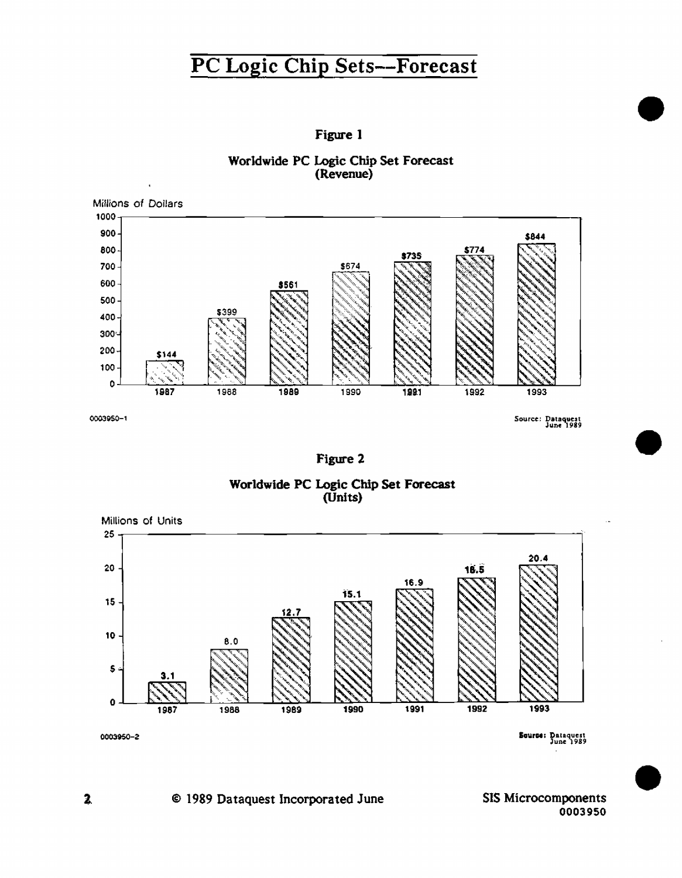# PC Logic Chip Sets--Forecast

**Figure 1**

**Worldwide PC Logic Chip Set Forecast (Revenue)**

Millions of Dollars

| Year | Revenue |
|---|---|
| 1987 | $144 |
| 1988 | $399 |
| 1989 | $561 |
| 1990 | $674 |
| 1991 | $735 |
| 1992 | $774 |
| 1993 | $844 |

0003950-1

Source: Dataquest June 1989

**Figure 2**

**Worldwide PC Logic Chip Set Forecast (Units)**

Millions of Units

| Year | Units |
|---|---|
| 1987 | 3.1 |
| 1988 | 8.0 |
| 1989 | 12.7 |
| 1990 | 15.1 |
| 1991 | 16.9 |
| 1992 | 18.5 |
| 1993 | 20.4 |

0003950-2

Source: Dataquest June 1989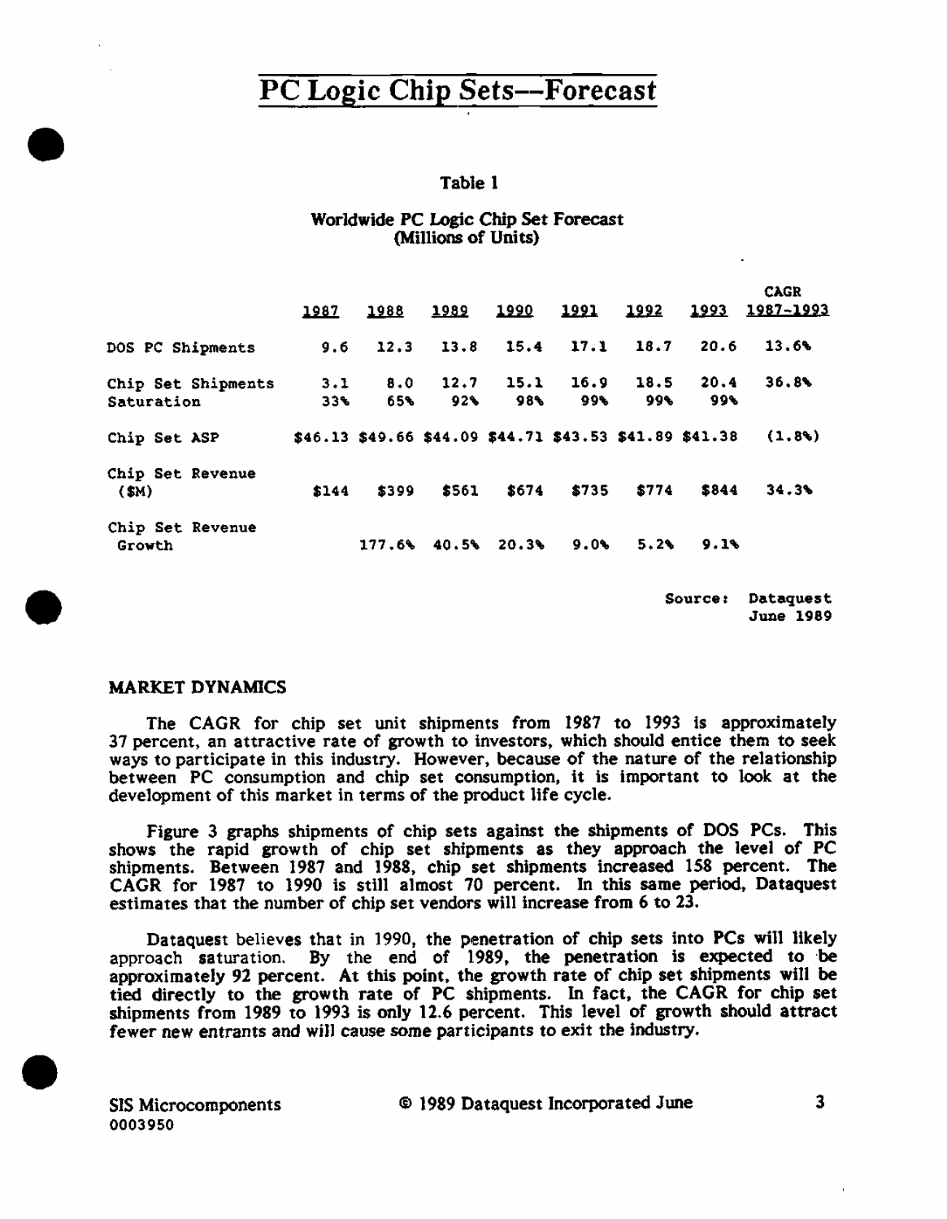# PC Logic Chip Sets—Forecast

Table 1

Worldwide PC Logic Chip Set Forecast
(Millions of Units)

| | 1987 | 1988 | 1989 | 1990 | 1991 | 1992 | 1993 | CAGR 1987-1993 |
|---|---|---|---|---|---|---|---|---|
| DOS PC Shipments | 9.6 | 12.3 | 13.8 | 15.4 | 17.1 | 18.7 | 20.6 | 13.6% |
| Chip Set Shipments | 3.1 | 8.0 | 12.7 | 15.1 | 16.9 | 18.5 | 20.4 | 36.8% |
| Saturation | 33% | 65% | 92% | 98% | 99% | 99% | 99% | |
| Chip Set ASP | $46.13 | $49.66 | $44.09 | $44.71 | $43.53 | $41.89 | $41.38 | (1.8%) |
| Chip Set Revenue ($M) | $144 | $399 | $561 | $674 | $735 | $774 | $844 | 34.3% |
| Chip Set Revenue Growth | | 177.6% | 40.5% | 20.3% | 9.0% | 5.2% | 9.1% | |

Source: Dataquest June 1989

## MARKET DYNAMICS

The CAGR for chip set unit shipments from 1987 to 1993 is approximately 37 percent, an attractive rate of growth to investors, which should entice them to seek ways to participate in this industry. However, because of the nature of the relationship between PC consumption and chip set consumption, it is important to look at the development of this market in terms of the product life cycle.

Figure 3 graphs shipments of chip sets against the shipments of DOS PCs. This shows the rapid growth of chip set shipments as they approach the level of PC shipments. Between 1987 and 1988, chip set shipments increased 158 percent. The CAGR for 1987 to 1990 is still almost 70 percent. In this same period, Dataquest estimates that the number of chip set vendors will increase from 6 to 23.

Dataquest believes that in 1990, the penetration of chip sets into PCs will likely approach saturation. By the end of 1989, the penetration is expected to be approximately 92 percent. At this point, the growth rate of chip set shipments will be tied directly to the growth rate of PC shipments. In fact, the CAGR for chip set shipments from 1989 to 1993 is only 12.6 percent. This level of growth should attract fewer new entrants and will cause some participants to exit the industry.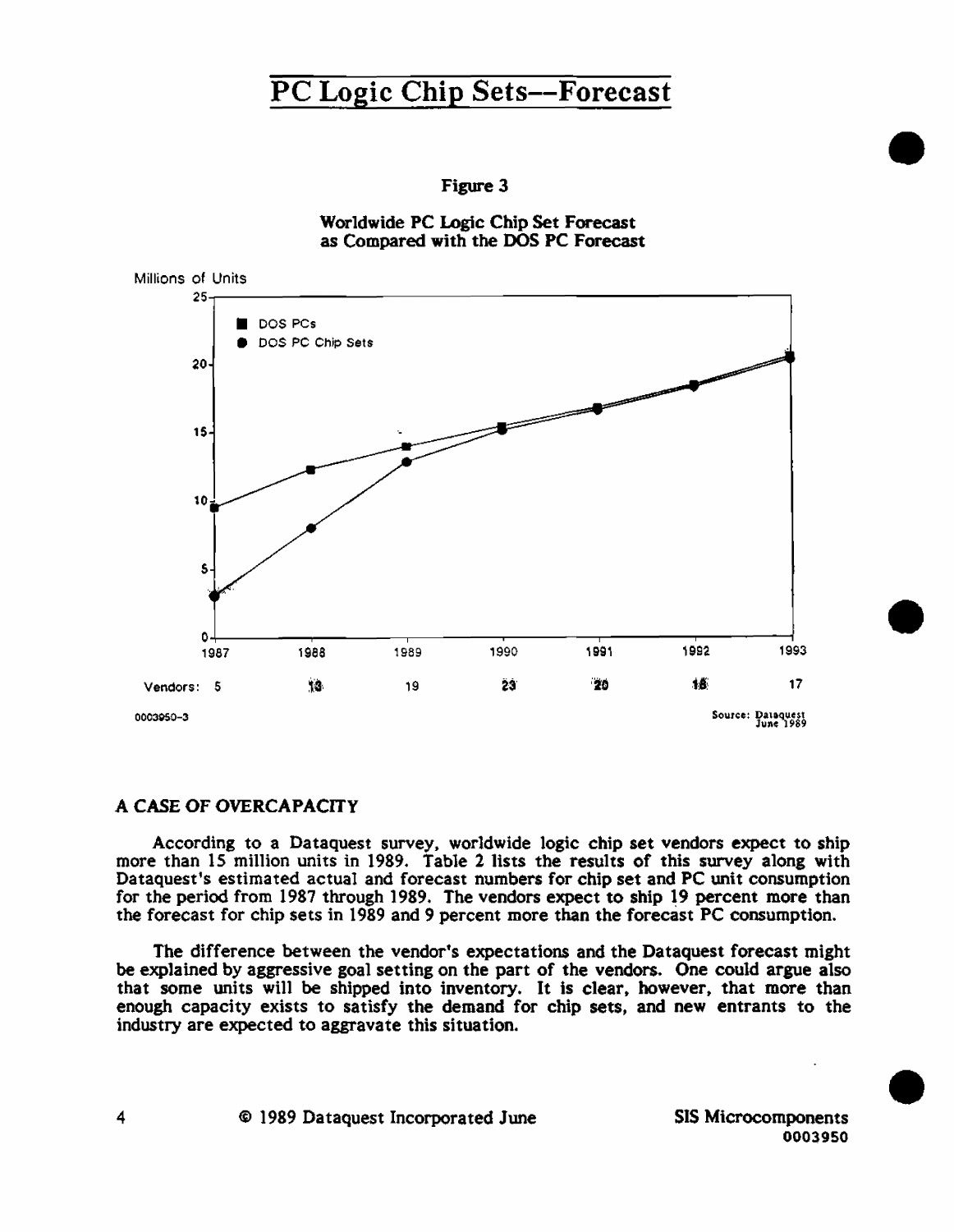# PC Logic Chip Sets--Forecast

**Figure 3**

**Worldwide PC Logic Chip Set Forecast as Compared with the DOS PC Forecast**

Millions of Units

■ DOS PCs
● DOS PC Chip Sets

| | 1987 | 1988 | 1989 | 1990 | 1991 | 1992 | 1993 |
|---|---|---|---|---|---|---|---|
| Vendors: | 5 | 13 | 19 | 23 | 20 | 18 | 17 |

0003950-3

Source: Dataquest June 1989

## A CASE OF OVERCAPACITY

According to a Dataquest survey, worldwide logic chip set vendors expect to ship more than 15 million units in 1989. Table 2 lists the results of this survey along with Dataquest's estimated actual and forecast numbers for chip set and PC unit consumption for the period from 1987 through 1989. The vendors expect to ship 19 percent more than the forecast for chip sets in 1989 and 9 percent more than the forecast PC consumption.

The difference between the vendor's expectations and the Dataquest forecast might be explained by aggressive goal setting on the part of the vendors. One could argue also that some units will be shipped into inventory. It is clear, however, that more than enough capacity exists to satisfy the demand for chip sets, and new entrants to the industry are expected to aggravate this situation.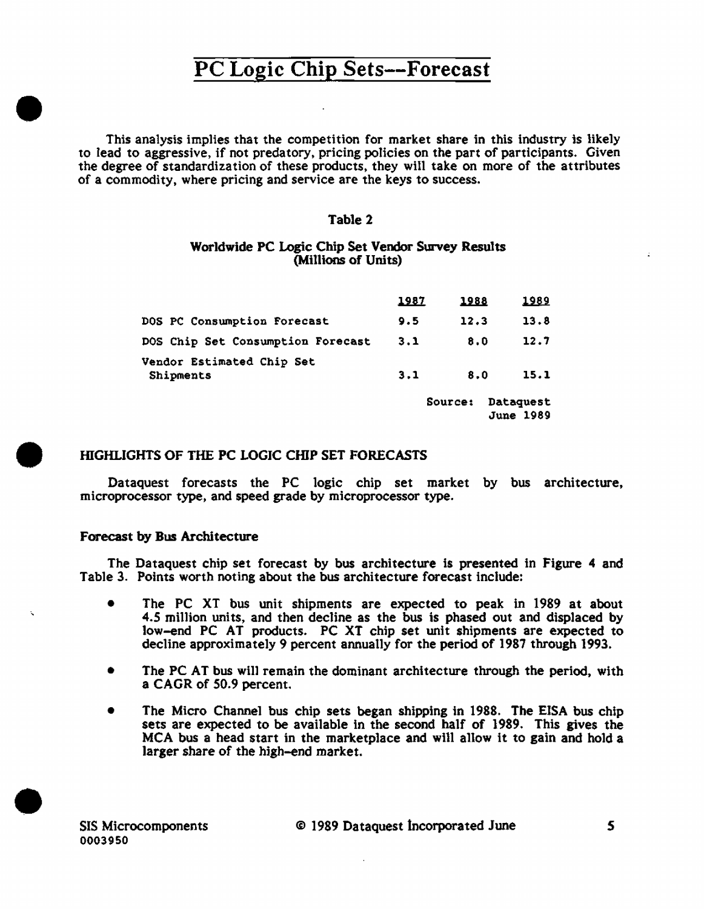# PC Logic Chip Sets--Forecast

This analysis implies that the competition for market share in this industry is likely to lead to aggressive, if not predatory, pricing policies on the part of participants. Given the degree of standardization of these products, they will take on more of the attributes of a commodity, where pricing and service are the keys to success.

**Table 2**

**Worldwide PC Logic Chip Set Vendor Survey Results (Millions of Units)**

| | 1987 | 1988 | 1989 |
|---|---|---|---|
| DOS PC Consumption Forecast | 9.5 | 12.3 | 13.8 |
| DOS Chip Set Consumption Forecast | 3.1 | 8.0 | 12.7 |
| Vendor Estimated Chip Set Shipments | 3.1 | 8.0 | 15.1 |

Source: Dataquest June 1989

## HIGHLIGHTS OF THE PC LOGIC CHIP SET FORECASTS

Dataquest forecasts the PC logic chip set market by bus architecture, microprocessor type, and speed grade by microprocessor type.

### Forecast by Bus Architecture

The Dataquest chip set forecast by bus architecture is presented in Figure 4 and Table 3. Points worth noting about the bus architecture forecast include:

- The PC XT bus unit shipments are expected to peak in 1989 at about 4.5 million units, and then decline as the bus is phased out and displaced by low-end PC AT products. PC XT chip set unit shipments are expected to decline approximately 9 percent annually for the period of 1987 through 1993.
- The PC AT bus will remain the dominant architecture through the period, with a CAGR of 50.9 percent.
- The Micro Channel bus chip sets began shipping in 1988. The EISA bus chip sets are expected to be available in the second half of 1989. This gives the MCA bus a head start in the marketplace and will allow it to gain and hold a larger share of the high-end market.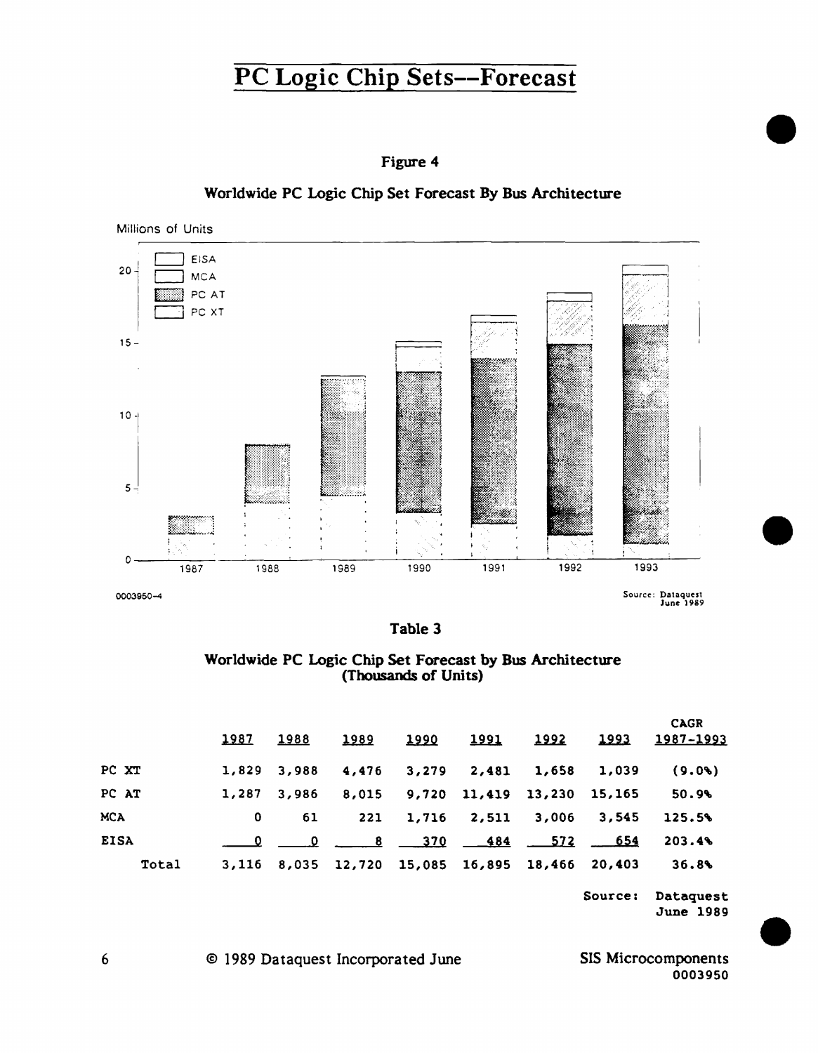# PC Logic Chip Sets--Forecast

Figure 4

Worldwide PC Logic Chip Set Forecast By Bus Architecture

0003950-4

Source: Dataquest June 1989

Table 3

Worldwide PC Logic Chip Set Forecast by Bus Architecture (Thousands of Units)

| | 1987 | 1988 | 1989 | 1990 | 1991 | 1992 | 1993 | CAGR 1987-1993 |
|---|---|---|---|---|---|---|---|---|
| PC XT | 1,829 | 3,988 | 4,476 | 3,279 | 2,481 | 1,658 | 1,039 | (9.0%) |
| PC AT | 1,287 | 3,986 | 8,015 | 9,720 | 11,419 | 13,230 | 15,165 | 50.9% |
| MCA | 0 | 61 | 221 | 1,716 | 2,511 | 3,006 | 3,545 | 125.5% |
| EISA | 0 | 0 | 8 | 370 | 484 | 572 | 654 | 203.4% |
| Total | 3,116 | 8,035 | 12,720 | 15,085 | 16,895 | 18,466 | 20,403 | 36.8% |

Source: Dataquest June 1989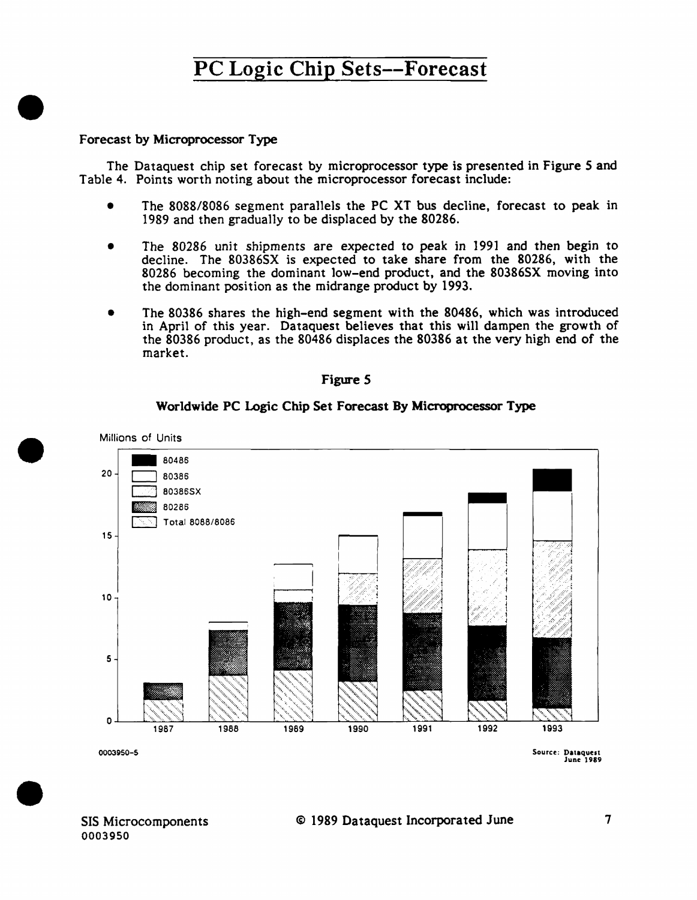# PC Logic Chip Sets--Forecast

### Forecast by Microprocessor Type

The Dataquest chip set forecast by microprocessor type is presented in Figure 5 and Table 4. Points worth noting about the microprocessor forecast include:

- The 8088/8086 segment parallels the PC XT bus decline, forecast to peak in 1989 and then gradually to be displaced by the 80286.
- The 80286 unit shipments are expected to peak in 1991 and then begin to decline. The 80386SX is expected to take share from the 80286, with the 80286 becoming the dominant low-end product, and the 80386SX moving into the dominant position as the midrange product by 1993.
- The 80386 shares the high-end segment with the 80486, which was introduced in April of this year. Dataquest believes that this will dampen the growth of the 80386 product, as the 80486 displaces the 80386 at the very high end of the market.

**Figure 5**

**Worldwide PC Logic Chip Set Forecast By Microprocessor Type**

Millions of Units

Legend: 80486; 80386; 80386SX; 80286; Total 8088/8086

Y-axis: 0, 5, 10, 15, 20

X-axis: 1987, 1988, 1989, 1990, 1991, 1992, 1993

0003950-5

Source: Dataquest June 1989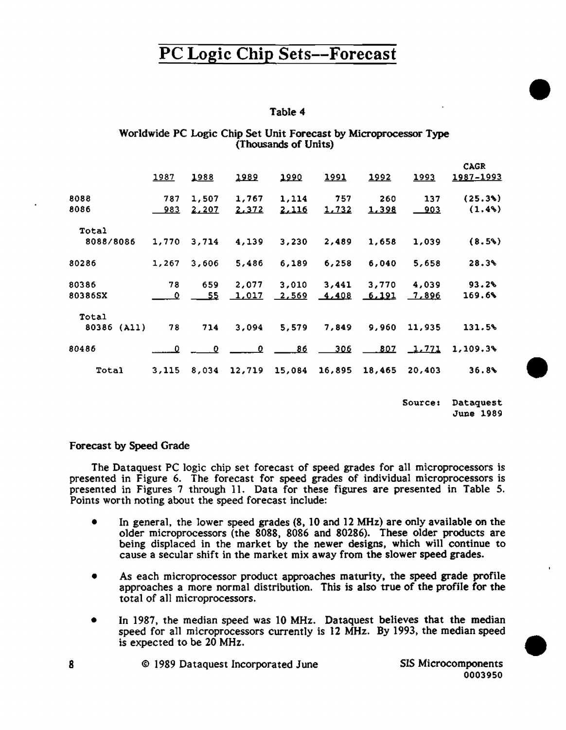# PC Logic Chip Sets--Forecast

Table 4

Worldwide PC Logic Chip Set Unit Forecast by Microprocessor Type
(Thousands of Units)

| | 1987 | 1988 | 1989 | 1990 | 1991 | 1992 | 1993 | CAGR 1987-1993 |
|---|---|---|---|---|---|---|---|---|
| 8088 | 787 | 1,507 | 1,767 | 1,114 | 757 | 260 | 137 | (25.3%) |
| 8086 | 983 | 2,207 | 2,372 | 2,116 | 1,732 | 1,398 | 903 | (1.4%) |
| Total 8088/8086 | 1,770 | 3,714 | 4,139 | 3,230 | 2,489 | 1,658 | 1,039 | (8.5%) |
| 80286 | 1,267 | 3,606 | 5,486 | 6,189 | 6,258 | 6,040 | 5,658 | 28.3% |
| 80386 | 78 | 659 | 2,077 | 3,010 | 3,441 | 3,770 | 4,039 | 93.2% |
| 80386SX | 0 | 55 | 1,017 | 2,569 | 4,408 | 6,191 | 7,896 | 169.6% |
| Total 80386 (All) | 78 | 714 | 3,094 | 5,579 | 7,849 | 9,960 | 11,935 | 131.5% |
| 80486 | 0 | 0 | 0 | 86 | 306 | 807 | 1,771 | 1,109.3% |
| Total | 3,115 | 8,034 | 12,719 | 15,084 | 16,895 | 18,465 | 20,403 | 36.8% |

Source: Dataquest
June 1989

### Forecast by Speed Grade

The Dataquest PC logic chip set forecast of speed grades for all microprocessors is presented in Figure 6. The forecast for speed grades of individual microprocessors is presented in Figures 7 through 11. Data for these figures are presented in Table 5. Points worth noting about the speed forecast include:

- In general, the lower speed grades (8, 10 and 12 MHz) are only available on the older microprocessors (the 8088, 8086 and 80286). These older products are being displaced in the market by the newer designs, which will continue to cause a secular shift in the market mix away from the slower speed grades.

- As each microprocessor product approaches maturity, the speed grade profile approaches a more normal distribution. This is also true of the profile for the total of all microprocessors.

- In 1987, the median speed was 10 MHz. Dataquest believes that the median speed for all microprocessors currently is 12 MHz. By 1993, the median speed is expected to be 20 MHz.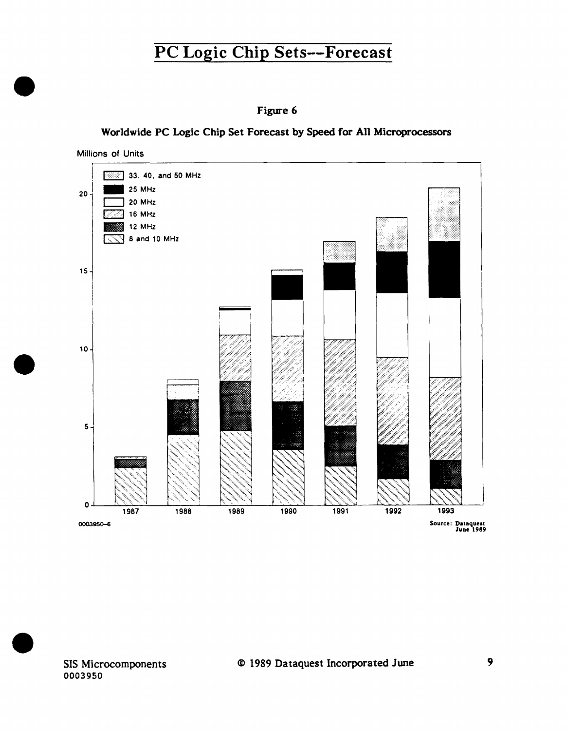# PC Logic Chip Sets—Forecast

**Figure 6**

**Worldwide PC Logic Chip Set Forecast by Speed for All Microprocessors**

Millions of Units

- 33, 40, and 50 MHz
- 25 MHz
- 20 MHz
- 16 MHz
- 12 MHz
- 8 and 10 MHz

0, 5, 10, 15, 20

1987, 1988, 1989, 1990, 1991, 1992, 1993

0003950-6

Source: Dataquest June 1989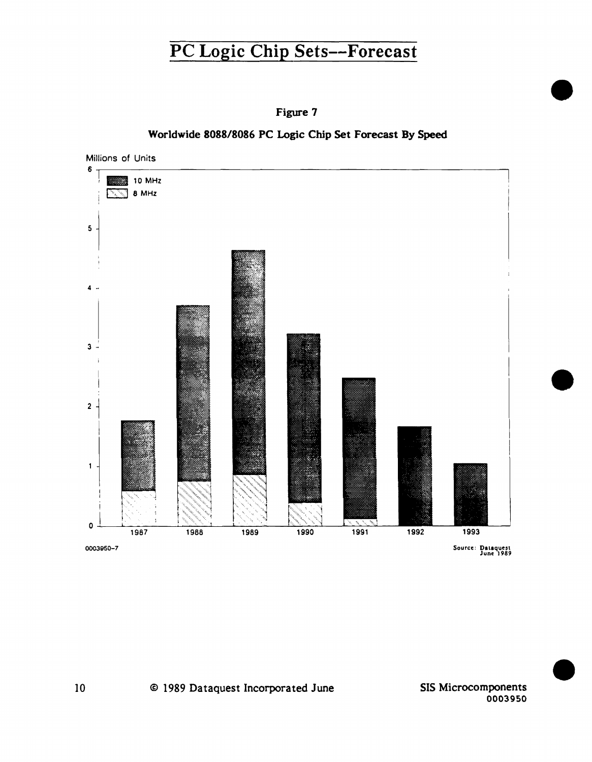# PC Logic Chip Sets--Forecast

**Figure 7**

**Worldwide 8088/8086 PC Logic Chip Set Forecast By Speed**

Millions of Units

- 10 MHz
- 8 MHz

0003950-7

Source: Dataquest June 1989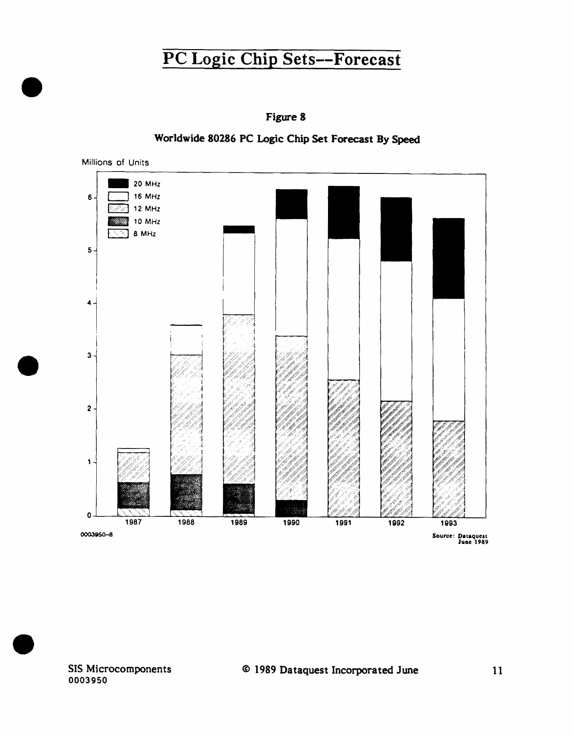# PC Logic Chip Sets--Forecast

**Figure 8**

**Worldwide 80286 PC Logic Chip Set Forecast By Speed**

Millions of Units

Legend: 20 MHz, 16 MHz, 12 MHz, 10 MHz, 8 MHz

Years: 1987, 1988, 1989, 1990, 1991, 1992, 1993

0003950-8

Source: Dataquest
June 1989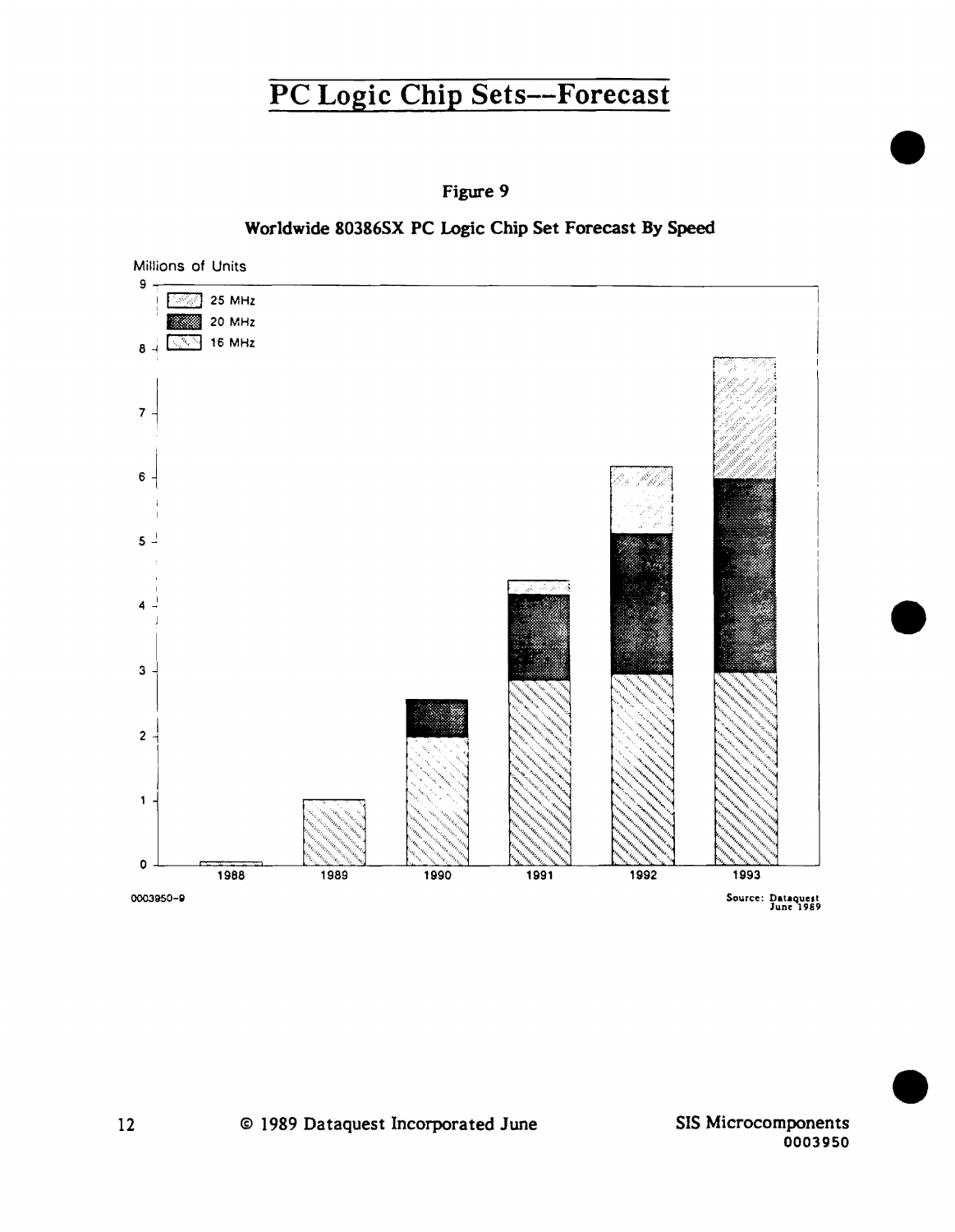# PC Logic Chip Sets--Forecast

**Figure 9**

**Worldwide 80386SX PC Logic Chip Set Forecast By Speed**

Millions of Units

25 MHz
20 MHz
16 MHz

1988 1989 1990 1991 1992 1993

0003950-9

Source: Dataquest June 1989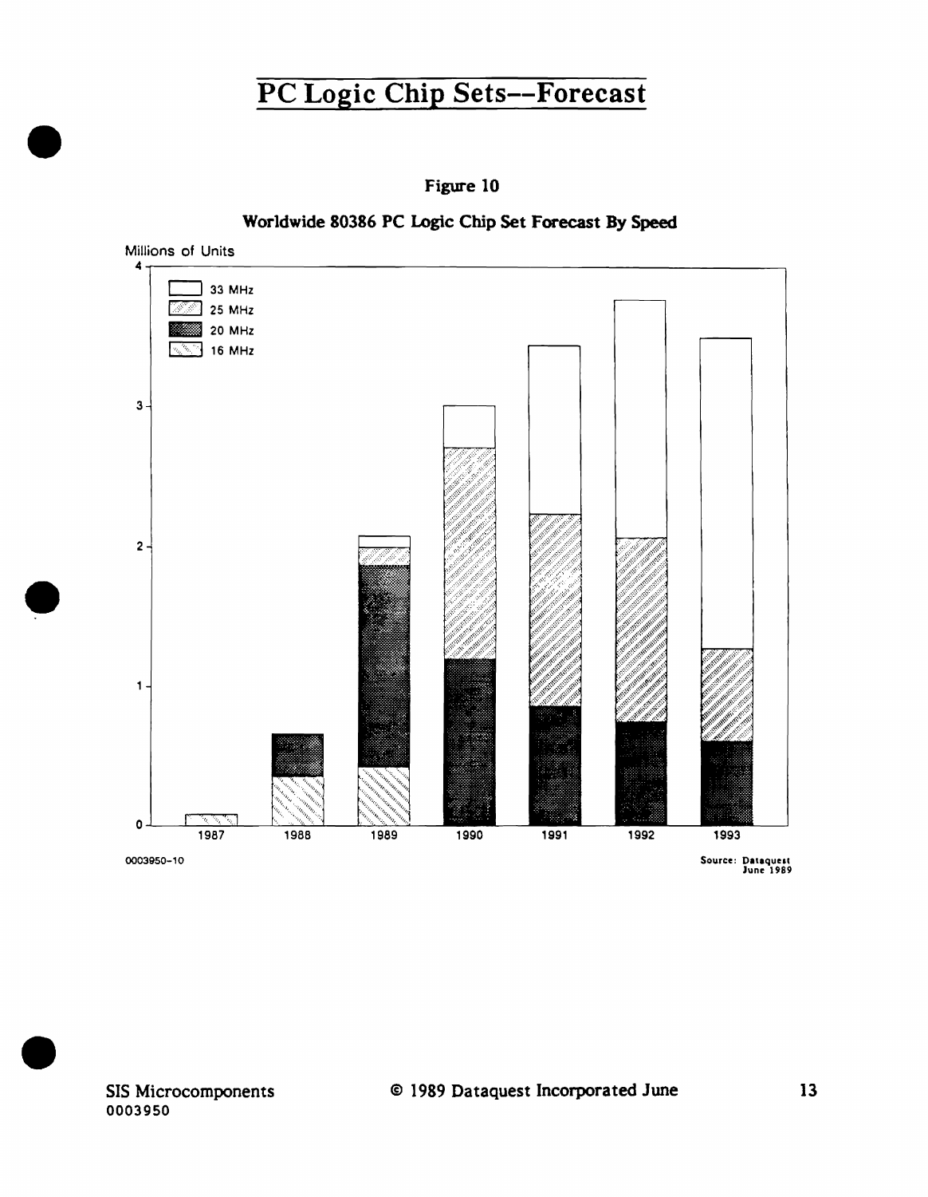# PC Logic Chip Sets--Forecast

**Figure 10**

**Worldwide 80386 PC Logic Chip Set Forecast By Speed**

Millions of Units

4

3

2

1

0

33 MHz
25 MHz
20 MHz
16 MHz

1987 1988 1989 1990 1991 1992 1993

0003950-10

Source: Dataquest June 1989

SIS Microcomponents
0003950

© 1989 Dataquest Incorporated June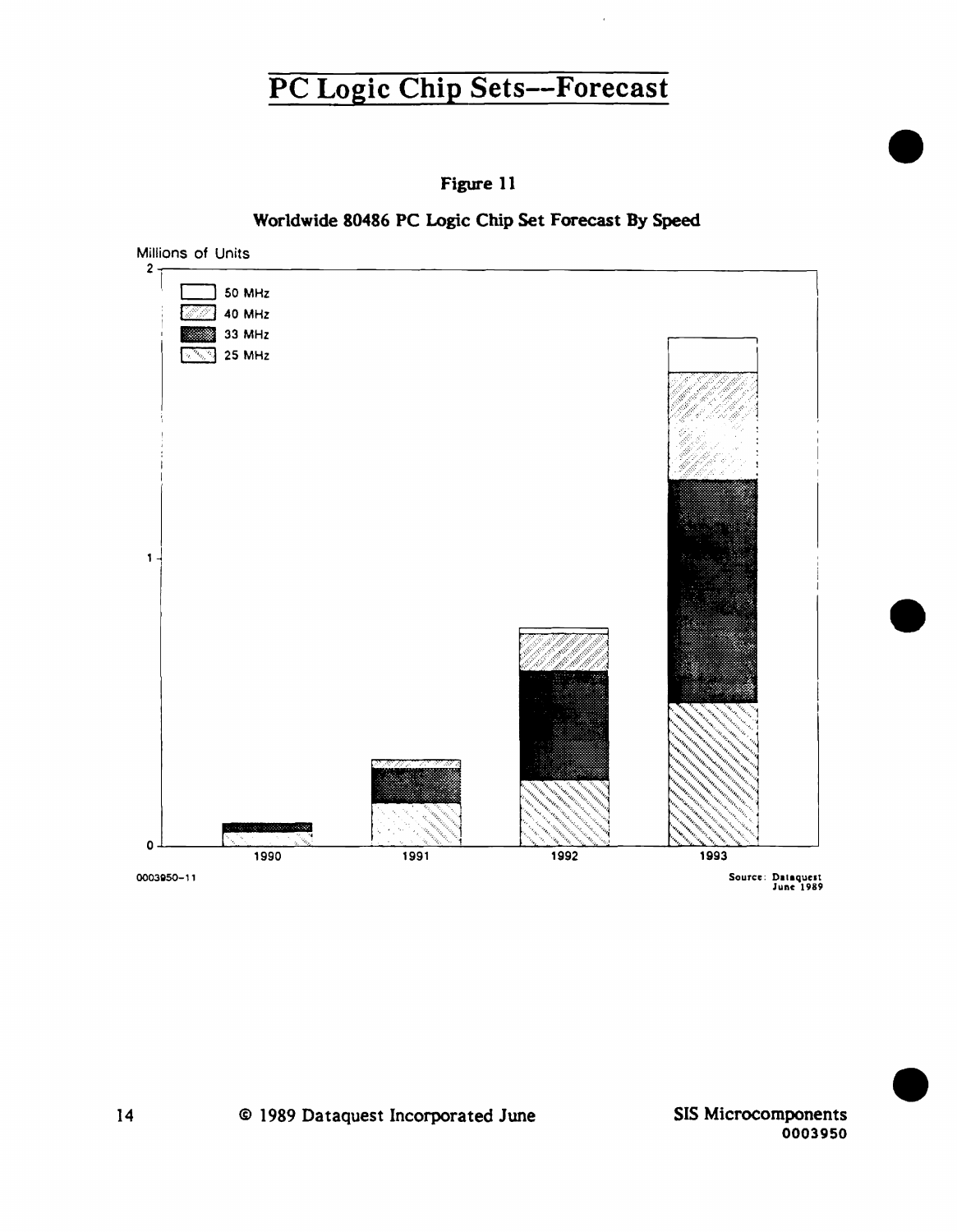# PC Logic Chip Sets--Forecast

**Figure 11**

**Worldwide 80486 PC Logic Chip Set Forecast By Speed**

Millions of Units

2

1

0

50 MHz

40 MHz

33 MHz

25 MHz

1990 1991 1992 1993

0003950-11

Source: Dataquest June 1989

© 1989 Dataquest Incorporated June

SIS Microcomponents 0003950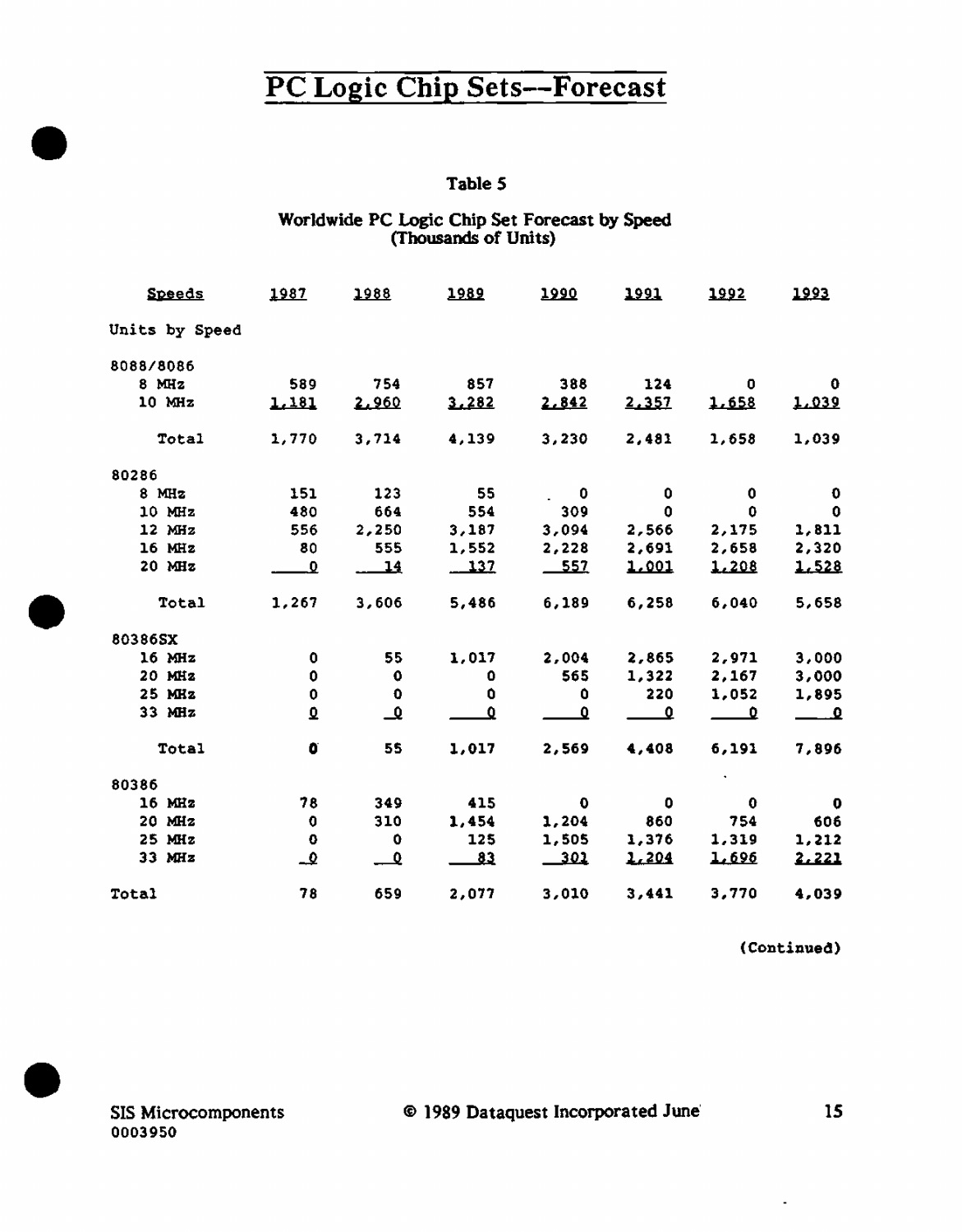# PC Logic Chip Sets--Forecast

## Table 5

### Worldwide PC Logic Chip Set Forecast by Speed (Thousands of Units)

| Speeds | 1987 | 1988 | 1989 | 1990 | 1991 | 1992 | 1993 |
|---|---|---|---|---|---|---|---|
| Units by Speed | | | | | | | |
| 8088/8086 | | | | | | | |
| 8 MHz | 589 | 754 | 857 | 388 | 124 | 0 | 0 |
| 10 MHz | 1,181 | 2,960 | 3,282 | 2,842 | 2,357 | 1,658 | 1,039 |
| Total | 1,770 | 3,714 | 4,139 | 3,230 | 2,481 | 1,658 | 1,039 |
| 80286 | | | | | | | |
| 8 MHz | 151 | 123 | 55 | 0 | 0 | 0 | 0 |
| 10 MHz | 480 | 664 | 554 | 309 | 0 | 0 | 0 |
| 12 MHz | 556 | 2,250 | 3,187 | 3,094 | 2,566 | 2,175 | 1,811 |
| 16 MHz | 80 | 555 | 1,552 | 2,228 | 2,691 | 2,658 | 2,320 |
| 20 MHz | 0 | 14 | 137 | 557 | 1,001 | 1,208 | 1,528 |
| Total | 1,267 | 3,606 | 5,486 | 6,189 | 6,258 | 6,040 | 5,658 |
| 80386SX | | | | | | | |
| 16 MHz | 0 | 55 | 1,017 | 2,004 | 2,865 | 2,971 | 3,000 |
| 20 MHz | 0 | 0 | 0 | 565 | 1,322 | 2,167 | 3,000 |
| 25 MHz | 0 | 0 | 0 | 0 | 220 | 1,052 | 1,895 |
| 33 MHz | 0 | 0 | 0 | 0 | 0 | 0 | 0 |
| Total | 0 | 55 | 1,017 | 2,569 | 4,408 | 6,191 | 7,896 |
| 80386 | | | | | | | |
| 16 MHz | 78 | 349 | 415 | 0 | 0 | 0 | 0 |
| 20 MHz | 0 | 310 | 1,454 | 1,204 | 860 | 754 | 606 |
| 25 MHz | 0 | 0 | 125 | 1,505 | 1,376 | 1,319 | 1,212 |
| 33 MHz | 0 | 0 | 83 | 301 | 1,204 | 1,696 | 2,221 |
| Total | 78 | 659 | 2,077 | 3,010 | 3,441 | 3,770 | 4,039 |

(Continued)

SIS Microcomponents
0003950

© 1989 Dataquest Incorporated June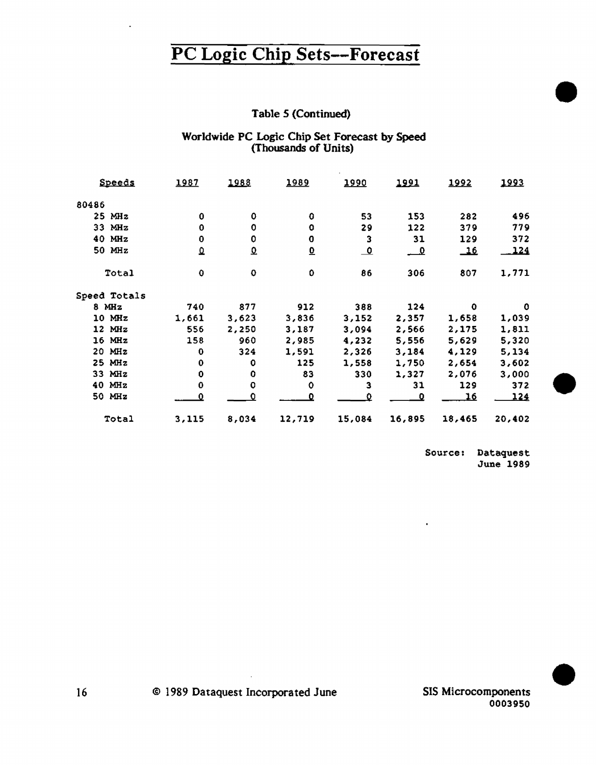# PC Logic Chip Sets--Forecast

**Table 5 (Continued)**

**Worldwide PC Logic Chip Set Forecast by Speed (Thousands of Units)**

| Speeds | 1987 | 1988 | 1989 | 1990 | 1991 | 1992 | 1993 |
|---|---|---|---|---|---|---|---|
| 80486 | | | | | | | |
| 25 MHz | 0 | 0 | 0 | 53 | 153 | 282 | 496 |
| 33 MHz | 0 | 0 | 0 | 29 | 122 | 379 | 779 |
| 40 MHz | 0 | 0 | 0 | 3 | 31 | 129 | 372 |
| 50 MHz | 0 | 0 | 0 | 0 | 0 | 16 | 124 |
| Total | 0 | 0 | 0 | 86 | 306 | 807 | 1,771 |
| Speed Totals | | | | | | | |
| 8 MHz | 740 | 877 | 912 | 388 | 124 | 0 | 0 |
| 10 MHz | 1,661 | 3,623 | 3,836 | 3,152 | 2,357 | 1,658 | 1,039 |
| 12 MHz | 556 | 2,250 | 3,187 | 3,094 | 2,566 | 2,175 | 1,811 |
| 16 MHz | 158 | 960 | 2,985 | 4,232 | 5,556 | 5,629 | 5,320 |
| 20 MHz | 0 | 324 | 1,591 | 2,326 | 3,184 | 4,129 | 5,134 |
| 25 MHz | 0 | 0 | 125 | 1,558 | 1,750 | 2,654 | 3,602 |
| 33 MHz | 0 | 0 | 83 | 330 | 1,327 | 2,076 | 3,000 |
| 40 MHz | 0 | 0 | 0 | 3 | 31 | 129 | 372 |
| 50 MHz | 0 | 0 | 0 | 0 | 0 | 16 | 124 |
| Total | 3,115 | 8,034 | 12,719 | 15,084 | 16,895 | 18,465 | 20,402 |

Source: Dataquest
June 1989

© 1989 Dataquest Incorporated June

SIS Microcomponents
0003950